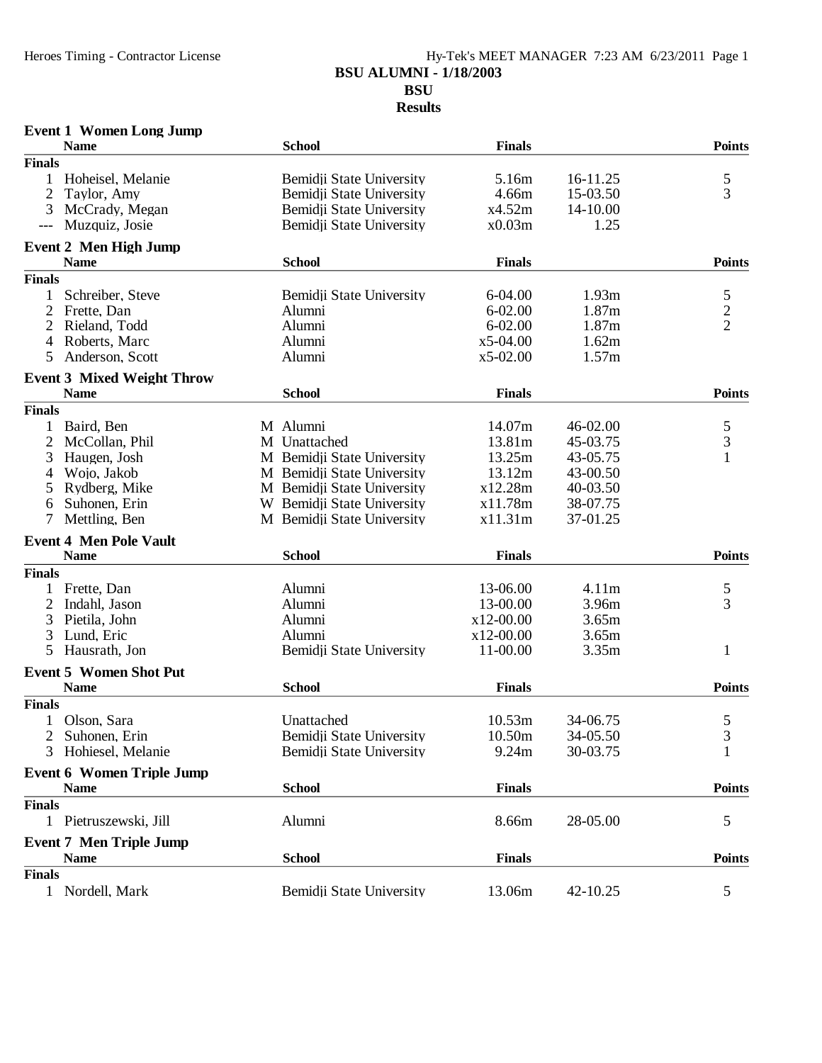# BSU ALUMNI - 1/18/2003

## BSU

## Results

### Event 1 Women Long Jump

| | Name | School | Finals | | Points |
|---|---|---|---|---|---|
| **Finals** | | | | | |
| 1 | Hoheisel, Melanie | Bemidji State University | 5.16m | 16-11.25 | 5 |
| 2 | Taylor, Amy | Bemidji State University | 4.66m | 15-03.50 | 3 |
| 3 | McCrady, Megan | Bemidji State University | x4.52m | 14-10.00 | |
| --- | Muzquiz, Josie | Bemidji State University | x0.03m | 1.25 | |

### Event 2 Men High Jump

| | Name | School | Finals | | Points |
|---|---|---|---|---|---|
| **Finals** | | | | | |
| 1 | Schreiber, Steve | Bemidji State University | 6-04.00 | 1.93m | 5 |
| 2 | Frette, Dan | Alumni | 6-02.00 | 1.87m | 2 |
| 2 | Rieland, Todd | Alumni | 6-02.00 | 1.87m | 2 |
| 4 | Roberts, Marc | Alumni | x5-04.00 | 1.62m | |
| 5 | Anderson, Scott | Alumni | x5-02.00 | 1.57m | |

### Event 3 Mixed Weight Throw

| | Name | School | Finals | | Points |
|---|---|---|---|---|---|
| **Finals** | | | | | |
| 1 | Baird, Ben | M Alumni | 14.07m | 46-02.00 | 5 |
| 2 | McCollan, Phil | M Unattached | 13.81m | 45-03.75 | 3 |
| 3 | Haugen, Josh | M Bemidji State University | 13.25m | 43-05.75 | 1 |
| 4 | Wojo, Jakob | M Bemidji State University | 13.12m | 43-00.50 | |
| 5 | Rydberg, Mike | M Bemidji State University | x12.28m | 40-03.50 | |
| 6 | Suhonen, Erin | W Bemidji State University | x11.78m | 38-07.75 | |
| 7 | Mettling, Ben | M Bemidji State University | x11.31m | 37-01.25 | |

### Event 4 Men Pole Vault

| | Name | School | Finals | | Points |
|---|---|---|---|---|---|
| **Finals** | | | | | |
| 1 | Frette, Dan | Alumni | 13-06.00 | 4.11m | 5 |
| 2 | Indahl, Jason | Alumni | 13-00.00 | 3.96m | 3 |
| 3 | Pietila, John | Alumni | x12-00.00 | 3.65m | |
| 3 | Lund, Eric | Alumni | x12-00.00 | 3.65m | |
| 5 | Hausrath, Jon | Bemidji State University | 11-00.00 | 3.35m | 1 |

### Event 5 Women Shot Put

| | Name | School | Finals | | Points |
|---|---|---|---|---|---|
| **Finals** | | | | | |
| 1 | Olson, Sara | Unattached | 10.53m | 34-06.75 | 5 |
| 2 | Suhonen, Erin | Bemidji State University | 10.50m | 34-05.50 | 3 |
| 3 | Hohiesel, Melanie | Bemidji State University | 9.24m | 30-03.75 | 1 |

### Event 6 Women Triple Jump

| | Name | School | Finals | | Points |
|---|---|---|---|---|---|
| **Finals** | | | | | |
| 1 | Pietruszewski, Jill | Alumni | 8.66m | 28-05.00 | 5 |

### Event 7 Men Triple Jump

| | Name | School | Finals | | Points |
|---|---|---|---|---|---|
| **Finals** | | | | | |
| 1 | Nordell, Mark | Bemidji State University | 13.06m | 42-10.25 | 5 |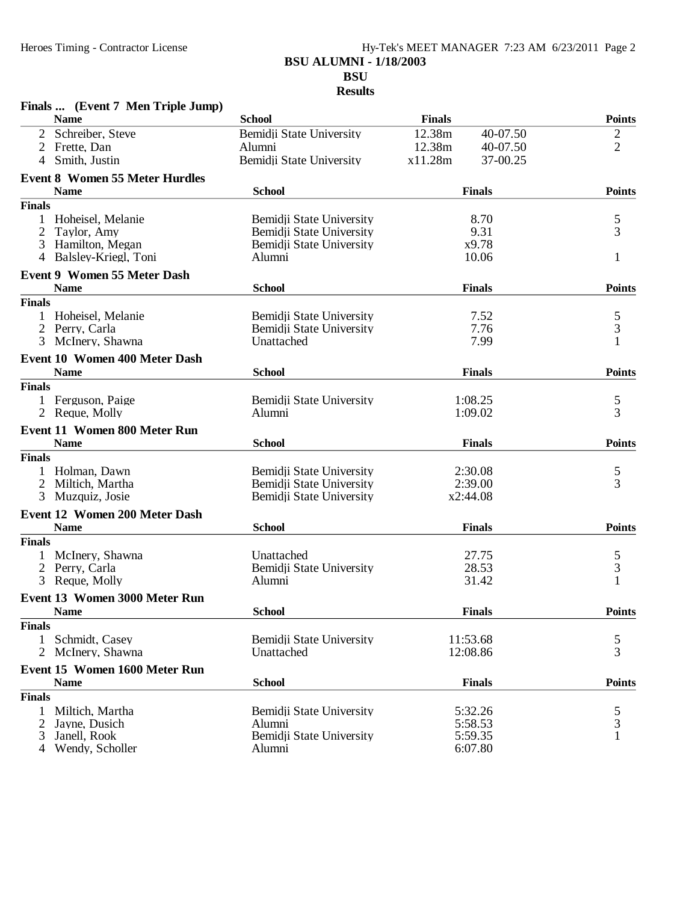**BSU ALUMNI - 1/18/2003**

**BSU**

**Results**

### Finals ... (Event 7 Men Triple Jump)

| | Name | School | Finals | | Points |
|---|---|---|---|---|---|
| 2 | Schreiber, Steve | Bemidji State University | 12.38m | 40-07.50 | 2 |
| 2 | Frette, Dan | Alumni | 12.38m | 40-07.50 | 2 |
| 4 | Smith, Justin | Bemidji State University | x11.28m | 37-00.25 | |

### Event 8 Women 55 Meter Hurdles

| | Name | School | Finals | Points |
|---|---|---|---|---|
| **Finals** | | | | |
| 1 | Hoheisel, Melanie | Bemidji State University | 8.70 | 5 |
| 2 | Taylor, Amy | Bemidji State University | 9.31 | 3 |
| 3 | Hamilton, Megan | Bemidji State University | x9.78 | |
| 4 | Balsley-Kriegl, Toni | Alumni | 10.06 | 1 |

### Event 9 Women 55 Meter Dash

| | Name | School | Finals | Points |
|---|---|---|---|---|
| **Finals** | | | | |
| 1 | Hoheisel, Melanie | Bemidji State University | 7.52 | 5 |
| 2 | Perry, Carla | Bemidji State University | 7.76 | 3 |
| 3 | McInery, Shawna | Unattached | 7.99 | 1 |

### Event 10 Women 400 Meter Dash

| | Name | School | Finals | Points |
|---|---|---|---|---|
| **Finals** | | | | |
| 1 | Ferguson, Paige | Bemidji State University | 1:08.25 | 5 |
| 2 | Reque, Molly | Alumni | 1:09.02 | 3 |

### Event 11 Women 800 Meter Run

| | Name | School | Finals | Points |
|---|---|---|---|---|
| **Finals** | | | | |
| 1 | Holman, Dawn | Bemidji State University | 2:30.08 | 5 |
| 2 | Miltich, Martha | Bemidji State University | 2:39.00 | 3 |
| 3 | Muzquiz, Josie | Bemidji State University | x2:44.08 | |

### Event 12 Women 200 Meter Dash

| | Name | School | Finals | Points |
|---|---|---|---|---|
| **Finals** | | | | |
| 1 | McInery, Shawna | Unattached | 27.75 | 5 |
| 2 | Perry, Carla | Bemidji State University | 28.53 | 3 |
| 3 | Reque, Molly | Alumni | 31.42 | 1 |

### Event 13 Women 3000 Meter Run

| | Name | School | Finals | Points |
|---|---|---|---|---|
| **Finals** | | | | |
| 1 | Schmidt, Casey | Bemidji State University | 11:53.68 | 5 |
| 2 | McInery, Shawna | Unattached | 12:08.86 | 3 |

### Event 15 Women 1600 Meter Run

| | Name | School | Finals | Points |
|---|---|---|---|---|
| **Finals** | | | | |
| 1 | Miltich, Martha | Bemidji State University | 5:32.26 | 5 |
| 2 | Jayne, Dusich | Alumni | 5:58.53 | 3 |
| 3 | Janell, Rook | Bemidji State University | 5:59.35 | 1 |
| 4 | Wendy, Scholler | Alumni | 6:07.80 | |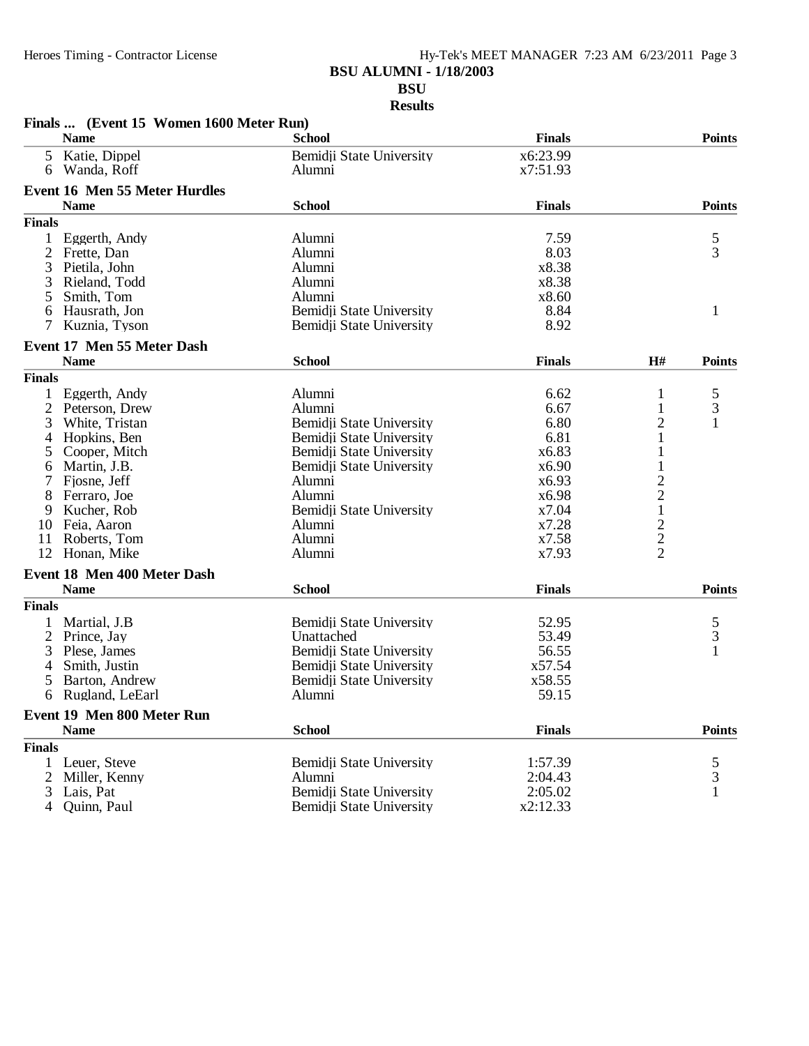**BSU ALUMNI - 1/18/2003**

**BSU**

**Results**

### Finals ... (Event 15 Women 1600 Meter Run)

| | Name | School | Finals | Points |
|---|---|---|---|---|
| 5 | Katie, Dippel | Bemidji State University | x6:23.99 | |
| 6 | Wanda, Roff | Alumni | x7:51.93 | |

### Event 16 Men 55 Meter Hurdles

| | Name | School | Finals | Points |
|---|---|---|---|---|
| **Finals** | | | | |
| 1 | Eggerth, Andy | Alumni | 7.59 | 5 |
| 2 | Frette, Dan | Alumni | 8.03 | 3 |
| 3 | Pietila, John | Alumni | x8.38 | |
| 3 | Rieland, Todd | Alumni | x8.38 | |
| 5 | Smith, Tom | Alumni | x8.60 | |
| 6 | Hausrath, Jon | Bemidji State University | 8.84 | 1 |
| 7 | Kuznia, Tyson | Bemidji State University | 8.92 | |

### Event 17 Men 55 Meter Dash

| | Name | School | Finals | H# | Points |
|---|---|---|---|---|---|
| **Finals** | | | | | |
| 1 | Eggerth, Andy | Alumni | 6.62 | 1 | 5 |
| 2 | Peterson, Drew | Alumni | 6.67 | 1 | 3 |
| 3 | White, Tristan | Bemidji State University | 6.80 | 2 | 1 |
| 4 | Hopkins, Ben | Bemidji State University | 6.81 | 1 | |
| 5 | Cooper, Mitch | Bemidji State University | x6.83 | 1 | |
| 6 | Martin, J.B. | Bemidji State University | x6.90 | 1 | |
| 7 | Fjosne, Jeff | Alumni | x6.93 | 2 | |
| 8 | Ferraro, Joe | Alumni | x6.98 | 2 | |
| 9 | Kucher, Rob | Bemidji State University | x7.04 | 1 | |
| 10 | Feia, Aaron | Alumni | x7.28 | 2 | |
| 11 | Roberts, Tom | Alumni | x7.58 | 2 | |
| 12 | Honan, Mike | Alumni | x7.93 | 2 | |

### Event 18 Men 400 Meter Dash

| | Name | School | Finals | Points |
|---|---|---|---|---|
| **Finals** | | | | |
| 1 | Martial, J.B | Bemidji State University | 52.95 | 5 |
| 2 | Prince, Jay | Unattached | 53.49 | 3 |
| 3 | Plese, James | Bemidji State University | 56.55 | 1 |
| 4 | Smith, Justin | Bemidji State University | x57.54 | |
| 5 | Barton, Andrew | Bemidji State University | x58.55 | |
| 6 | Rugland, LeEarl | Alumni | 59.15 | |

### Event 19 Men 800 Meter Run

| | Name | School | Finals | Points |
|---|---|---|---|---|
| **Finals** | | | | |
| 1 | Leuer, Steve | Bemidji State University | 1:57.39 | 5 |
| 2 | Miller, Kenny | Alumni | 2:04.43 | 3 |
| 3 | Lais, Pat | Bemidji State University | 2:05.02 | 1 |
| 4 | Quinn, Paul | Bemidji State University | x2:12.33 | |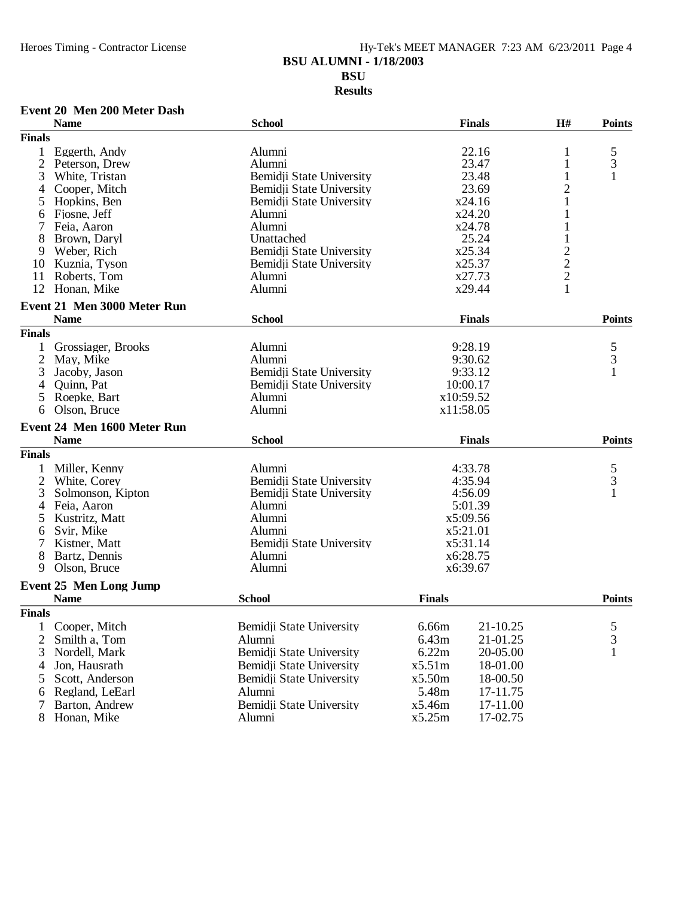# BSU ALUMNI - 1/18/2003

## BSU

## Results

### Event 20 Men 200 Meter Dash

| | Name | School | Finals | H# | Points |
|---|---|---|---|---|---|
| **Finals** | | | | | |
| 1 | Eggerth, Andy | Alumni | 22.16 | 1 | 5 |
| 2 | Peterson, Drew | Alumni | 23.47 | 1 | 3 |
| 3 | White, Tristan | Bemidji State University | 23.48 | 1 | 1 |
| 4 | Cooper, Mitch | Bemidji State University | 23.69 | 2 | |
| 5 | Hopkins, Ben | Bemidji State University | x24.16 | 1 | |
| 6 | Fjosne, Jeff | Alumni | x24.20 | 1 | |
| 7 | Feia, Aaron | Alumni | x24.78 | 1 | |
| 8 | Brown, Daryl | Unattached | 25.24 | 1 | |
| 9 | Weber, Rich | Bemidji State University | x25.34 | 2 | |
| 10 | Kuznia, Tyson | Bemidji State University | x25.37 | 2 | |
| 11 | Roberts, Tom | Alumni | x27.73 | 2 | |
| 12 | Honan, Mike | Alumni | x29.44 | 1 | |

### Event 21 Men 3000 Meter Run

| | Name | School | Finals | Points |
|---|---|---|---|---|
| **Finals** | | | | |
| 1 | Grossiager, Brooks | Alumni | 9:28.19 | 5 |
| 2 | May, Mike | Alumni | 9:30.62 | 3 |
| 3 | Jacoby, Jason | Bemidji State University | 9:33.12 | 1 |
| 4 | Quinn, Pat | Bemidji State University | 10:00.17 | |
| 5 | Roepke, Bart | Alumni | x10:59.52 | |
| 6 | Olson, Bruce | Alumni | x11:58.05 | |

### Event 24 Men 1600 Meter Run

| | Name | School | Finals | Points |
|---|---|---|---|---|
| **Finals** | | | | |
| 1 | Miller, Kenny | Alumni | 4:33.78 | 5 |
| 2 | White, Corey | Bemidji State University | 4:35.94 | 3 |
| 3 | Solmonson, Kipton | Bemidji State University | 4:56.09 | 1 |
| 4 | Feia, Aaron | Alumni | 5:01.39 | |
| 5 | Kustritz, Matt | Alumni | x5:09.56 | |
| 6 | Svir, Mike | Alumni | x5:21.01 | |
| 7 | Kistner, Matt | Bemidji State University | x5:31.14 | |
| 8 | Bartz, Dennis | Alumni | x6:28.75 | |
| 9 | Olson, Bruce | Alumni | x6:39.67 | |

### Event 25 Men Long Jump

| | Name | School | Finals | | Points |
|---|---|---|---|---|---|
| **Finals** | | | | | |
| 1 | Cooper, Mitch | Bemidji State University | 6.66m | 21-10.25 | 5 |
| 2 | Smilth a, Tom | Alumni | 6.43m | 21-01.25 | 3 |
| 3 | Nordell, Mark | Bemidji State University | 6.22m | 20-05.00 | 1 |
| 4 | Jon, Hausrath | Bemidji State University | x5.51m | 18-01.00 | |
| 5 | Scott, Anderson | Bemidji State University | x5.50m | 18-00.50 | |
| 6 | Regland, LeEarl | Alumni | 5.48m | 17-11.75 | |
| 7 | Barton, Andrew | Bemidji State University | x5.46m | 17-11.00 | |
| 8 | Honan, Mike | Alumni | x5.25m | 17-02.75 | |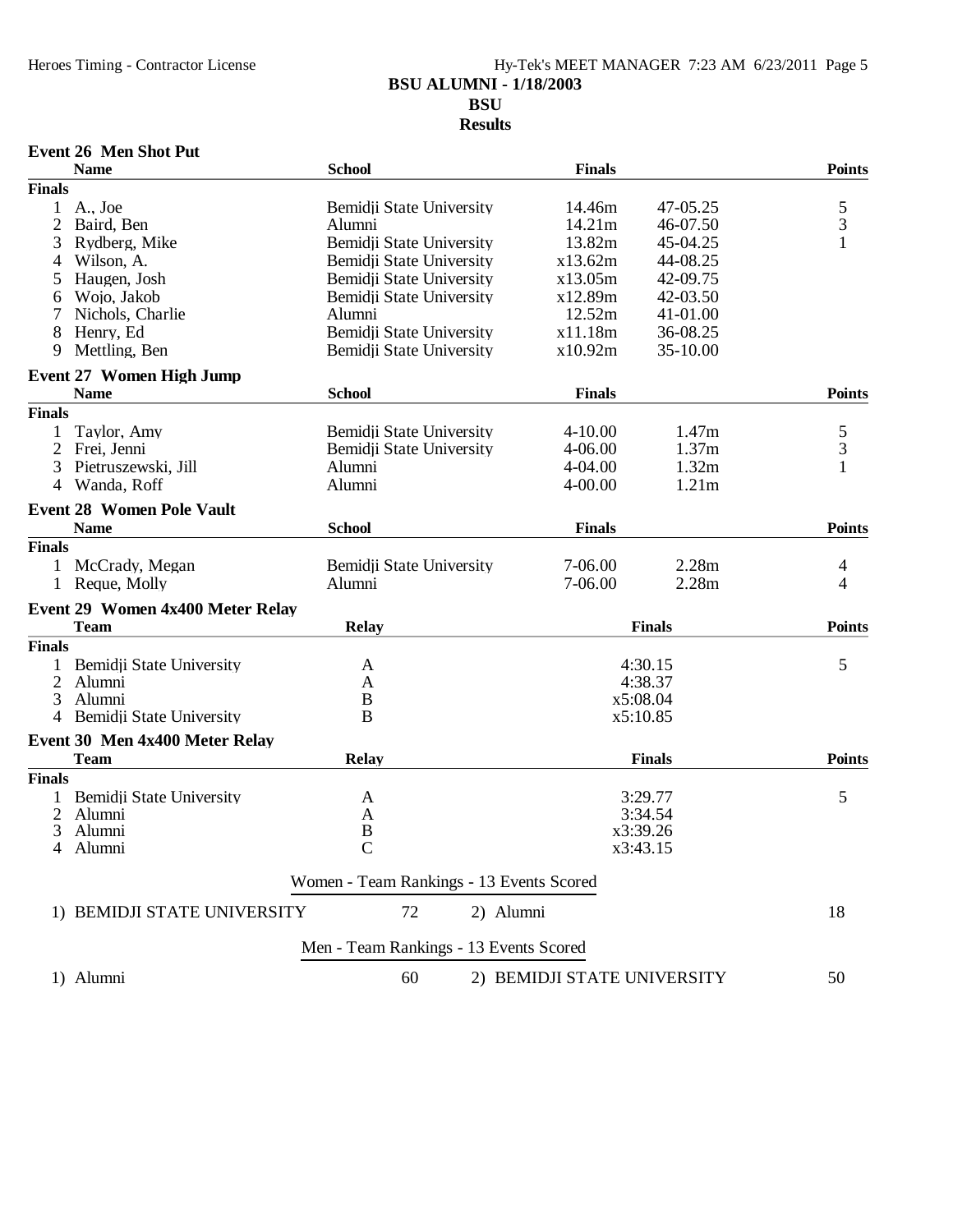BSU ALUMNI - 1/18/2003

BSU

Results

**Event 26 Men Shot Put**

| | Name | School | Finals | | Points |
|---|---|---|---|---|---|
| **Finals** | | | | | |
| 1 | A., Joe | Bemidji State University | 14.46m | 47-05.25 | 5 |
| 2 | Baird, Ben | Alumni | 14.21m | 46-07.50 | 3 |
| 3 | Rydberg, Mike | Bemidji State University | 13.82m | 45-04.25 | 1 |
| 4 | Wilson, A. | Bemidji State University | x13.62m | 44-08.25 | |
| 5 | Haugen, Josh | Bemidji State University | x13.05m | 42-09.75 | |
| 6 | Wojo, Jakob | Bemidji State University | x12.89m | 42-03.50 | |
| 7 | Nichols, Charlie | Alumni | 12.52m | 41-01.00 | |
| 8 | Henry, Ed | Bemidji State University | x11.18m | 36-08.25 | |
| 9 | Mettling, Ben | Bemidji State University | x10.92m | 35-10.00 | |

**Event 27 Women High Jump**

| | Name | School | Finals | | Points |
|---|---|---|---|---|---|
| **Finals** | | | | | |
| 1 | Taylor, Amy | Bemidji State University | 4-10.00 | 1.47m | 5 |
| 2 | Frei, Jenni | Bemidji State University | 4-06.00 | 1.37m | 3 |
| 3 | Pietruszewski, Jill | Alumni | 4-04.00 | 1.32m | 1 |
| 4 | Wanda, Roff | Alumni | 4-00.00 | 1.21m | |

**Event 28 Women Pole Vault**

| | Name | School | Finals | | Points |
|---|---|---|---|---|---|
| **Finals** | | | | | |
| 1 | McCrady, Megan | Bemidji State University | 7-06.00 | 2.28m | 4 |
| 1 | Reque, Molly | Alumni | 7-06.00 | 2.28m | 4 |

**Event 29 Women 4x400 Meter Relay**

| | Team | Relay | Finals | Points |
|---|---|---|---|---|
| **Finals** | | | | |
| 1 | Bemidji State University | A | 4:30.15 | 5 |
| 2 | Alumni | A | 4:38.37 | |
| 3 | Alumni | B | x5:08.04 | |
| 4 | Bemidji State University | B | x5:10.85 | |

**Event 30 Men 4x400 Meter Relay**

| | Team | Relay | Finals | Points |
|---|---|---|---|---|
| **Finals** | | | | |
| 1 | Bemidji State University | A | 3:29.77 | 5 |
| 2 | Alumni | A | 3:34.54 | |
| 3 | Alumni | B | x3:39.26 | |
| 4 | Alumni | C | x3:43.15 | |

**Women - Team Rankings - 13 Events Scored**

| | | | |
|---|---|---|---|
| 1) BEMIDJI STATE UNIVERSITY | 72 | 2) Alumni | 18 |

**Men - Team Rankings - 13 Events Scored**

| | | | |
|---|---|---|---|
| 1) Alumni | 60 | 2) BEMIDJI STATE UNIVERSITY | 50 |